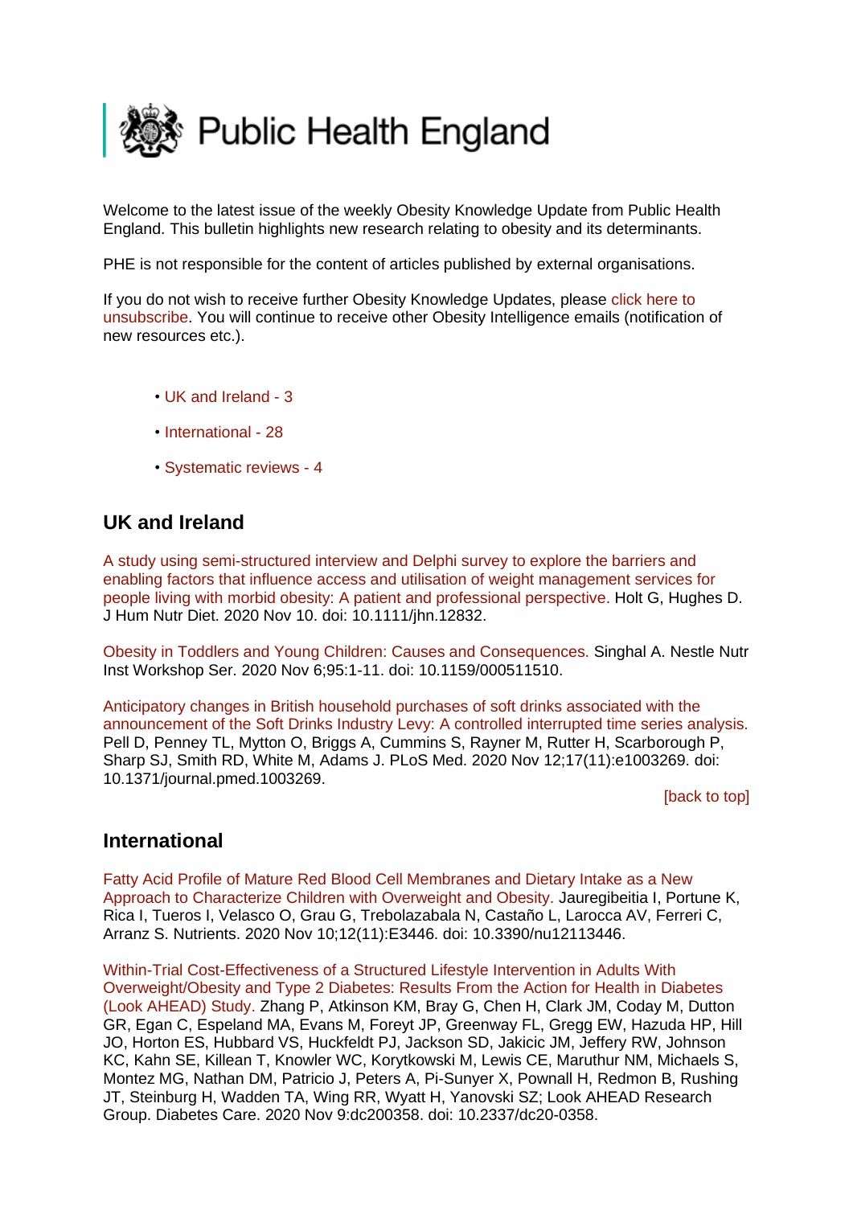# Public Health England

Welcome to the latest issue of the weekly Obesity Knowledge Update from Public Health England. This bulletin highlights new research relating to obesity and its determinants.

PHE is not responsible for the content of articles published by external organisations.

If you do not wish to receive further Obesity Knowledge Updates, please click here to unsubscribe. You will continue to receive other Obesity Intelligence emails (notification of new resources etc.).

- UK and Ireland - 3
- International - 28
- Systematic reviews - 4

## UK and Ireland

A study using semi-structured interview and Delphi survey to explore the barriers and enabling factors that influence access and utilisation of weight management services for people living with morbid obesity: A patient and professional perspective. Holt G, Hughes D. J Hum Nutr Diet. 2020 Nov 10. doi: 10.1111/jhn.12832.

Obesity in Toddlers and Young Children: Causes and Consequences. Singhal A. Nestle Nutr Inst Workshop Ser. 2020 Nov 6;95:1-11. doi: 10.1159/000511510.

Anticipatory changes in British household purchases of soft drinks associated with the announcement of the Soft Drinks Industry Levy: A controlled interrupted time series analysis. Pell D, Penney TL, Mytton O, Briggs A, Cummins S, Rayner M, Rutter H, Scarborough P, Sharp SJ, Smith RD, White M, Adams J. PLoS Med. 2020 Nov 12;17(11):e1003269. doi: 10.1371/journal.pmed.1003269.

[back to top]

## International

Fatty Acid Profile of Mature Red Blood Cell Membranes and Dietary Intake as a New Approach to Characterize Children with Overweight and Obesity. Jauregibeitia I, Portune K, Rica I, Tueros I, Velasco O, Grau G, Trebolazabala N, Castaño L, Larocca AV, Ferreri C, Arranz S. Nutrients. 2020 Nov 10;12(11):E3446. doi: 10.3390/nu12113446.

Within-Trial Cost-Effectiveness of a Structured Lifestyle Intervention in Adults With Overweight/Obesity and Type 2 Diabetes: Results From the Action for Health in Diabetes (Look AHEAD) Study. Zhang P, Atkinson KM, Bray G, Chen H, Clark JM, Coday M, Dutton GR, Egan C, Espeland MA, Evans M, Foreyt JP, Greenway FL, Gregg EW, Hazuda HP, Hill JO, Horton ES, Hubbard VS, Huckfeldt PJ, Jackson SD, Jakicic JM, Jeffery RW, Johnson KC, Kahn SE, Killean T, Knowler WC, Korytkowski M, Lewis CE, Maruthur NM, Michaels S, Montez MG, Nathan DM, Patricio J, Peters A, Pi-Sunyer X, Pownall H, Redmon B, Rushing JT, Steinburg H, Wadden TA, Wing RR, Wyatt H, Yanovski SZ; Look AHEAD Research Group. Diabetes Care. 2020 Nov 9:dc200358. doi: 10.2337/dc20-0358.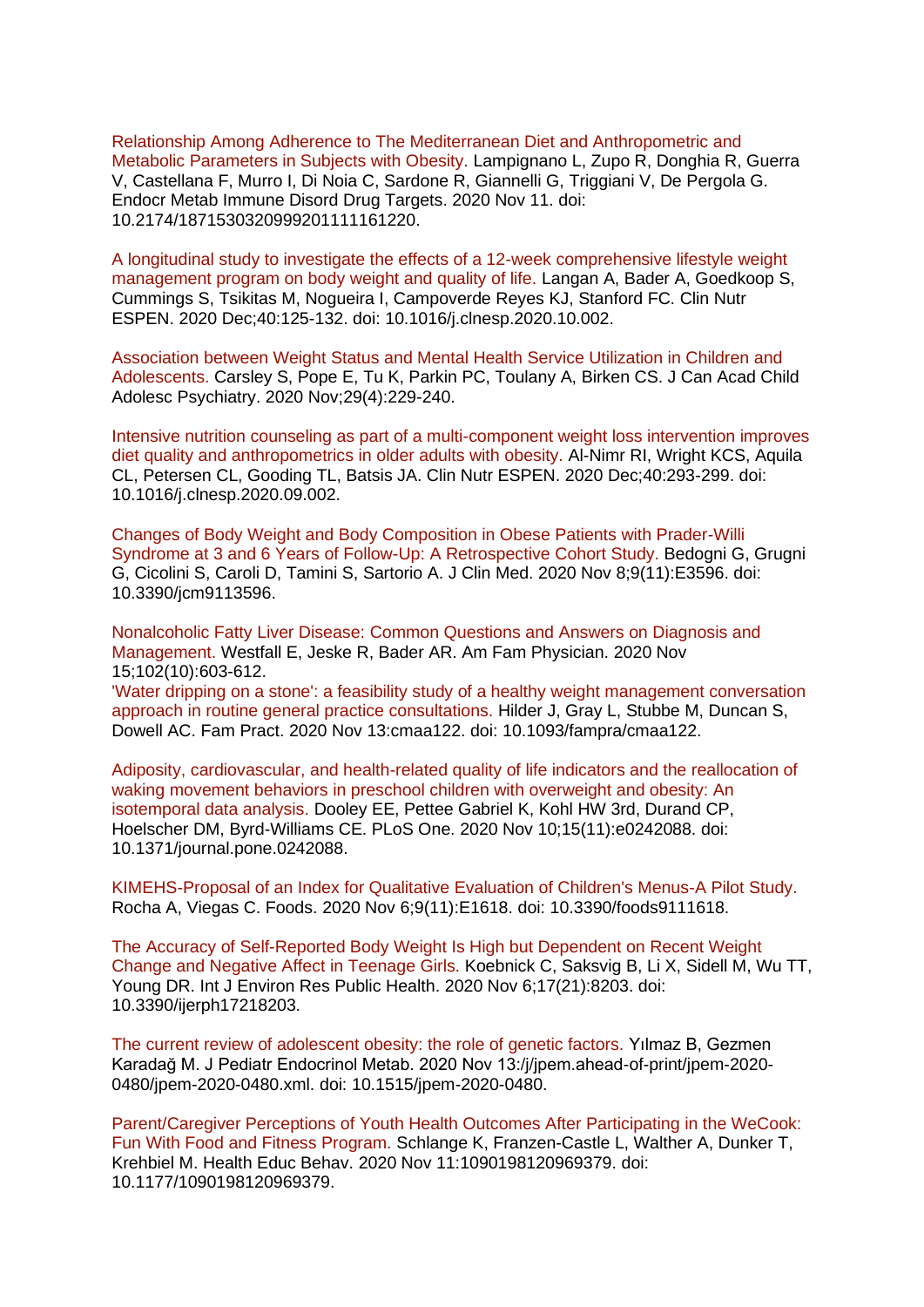Relationship Among Adherence to The Mediterranean Diet and Anthropometric and Metabolic Parameters in Subjects with Obesity. Lampignano L, Zupo R, Donghia R, Guerra V, Castellana F, Murro I, Di Noia C, Sardone R, Giannelli G, Triggiani V, De Pergola G. Endocr Metab Immune Disord Drug Targets. 2020 Nov 11. doi: 10.2174/1871530320999201111161220.

A longitudinal study to investigate the effects of a 12-week comprehensive lifestyle weight management program on body weight and quality of life. Langan A, Bader A, Goedkoop S, Cummings S, Tsikitas M, Nogueira I, Campoverde Reyes KJ, Stanford FC. Clin Nutr ESPEN. 2020 Dec;40:125-132. doi: 10.1016/j.clnesp.2020.10.002.

Association between Weight Status and Mental Health Service Utilization in Children and Adolescents. Carsley S, Pope E, Tu K, Parkin PC, Toulany A, Birken CS. J Can Acad Child Adolesc Psychiatry. 2020 Nov;29(4):229-240.

Intensive nutrition counseling as part of a multi-component weight loss intervention improves diet quality and anthropometrics in older adults with obesity. Al-Nimr RI, Wright KCS, Aquila CL, Petersen CL, Gooding TL, Batsis JA. Clin Nutr ESPEN. 2020 Dec;40:293-299. doi: 10.1016/j.clnesp.2020.09.002.

Changes of Body Weight and Body Composition in Obese Patients with Prader-Willi Syndrome at 3 and 6 Years of Follow-Up: A Retrospective Cohort Study. Bedogni G, Grugni G, Cicolini S, Caroli D, Tamini S, Sartorio A. J Clin Med. 2020 Nov 8;9(11):E3596. doi: 10.3390/jcm9113596.

Nonalcoholic Fatty Liver Disease: Common Questions and Answers on Diagnosis and Management. Westfall E, Jeske R, Bader AR. Am Fam Physician. 2020 Nov 15;102(10):603-612.

'Water dripping on a stone': a feasibility study of a healthy weight management conversation approach in routine general practice consultations. Hilder J, Gray L, Stubbe M, Duncan S, Dowell AC. Fam Pract. 2020 Nov 13:cmaa122. doi: 10.1093/fampra/cmaa122.

Adiposity, cardiovascular, and health-related quality of life indicators and the reallocation of waking movement behaviors in preschool children with overweight and obesity: An isotemporal data analysis. Dooley EE, Pettee Gabriel K, Kohl HW 3rd, Durand CP, Hoelscher DM, Byrd-Williams CE. PLoS One. 2020 Nov 10;15(11):e0242088. doi: 10.1371/journal.pone.0242088.

KIMEHS-Proposal of an Index for Qualitative Evaluation of Children's Menus-A Pilot Study. Rocha A, Viegas C. Foods. 2020 Nov 6;9(11):E1618. doi: 10.3390/foods9111618.

The Accuracy of Self-Reported Body Weight Is High but Dependent on Recent Weight Change and Negative Affect in Teenage Girls. Koebnick C, Saksvig B, Li X, Sidell M, Wu TT, Young DR. Int J Environ Res Public Health. 2020 Nov 6;17(21):8203. doi: 10.3390/ijerph17218203.

The current review of adolescent obesity: the role of genetic factors. Yılmaz B, Gezmen Karadağ M. J Pediatr Endocrinol Metab. 2020 Nov 13:/j/jpem.ahead-of-print/jpem-2020-0480/jpem-2020-0480.xml. doi: 10.1515/jpem-2020-0480.

Parent/Caregiver Perceptions of Youth Health Outcomes After Participating in the WeCook: Fun With Food and Fitness Program. Schlange K, Franzen-Castle L, Walther A, Dunker T, Krehbiel M. Health Educ Behav. 2020 Nov 11:1090198120969379. doi: 10.1177/1090198120969379.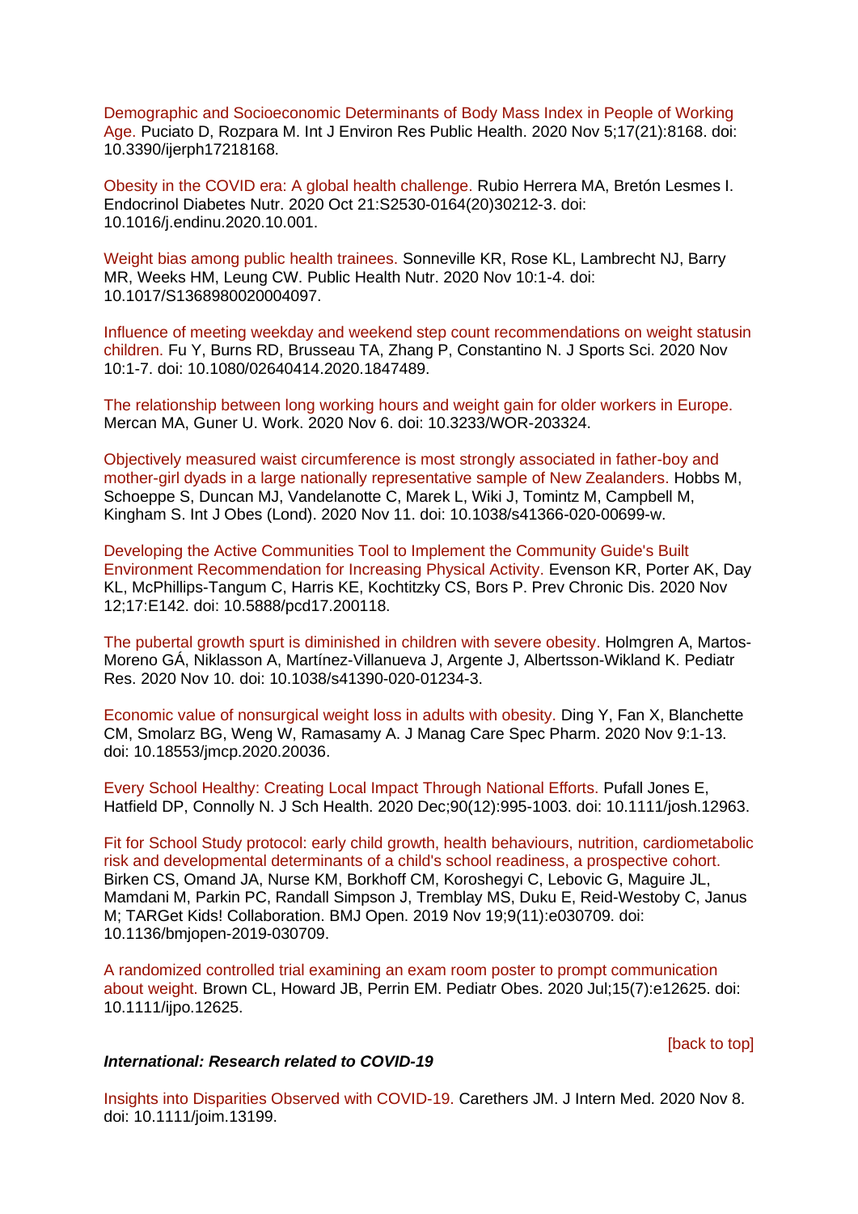Demographic and Socioeconomic Determinants of Body Mass Index in People of Working Age. Puciato D, Rozpara M. Int J Environ Res Public Health. 2020 Nov 5;17(21):8168. doi: 10.3390/ijerph17218168.

Obesity in the COVID era: A global health challenge. Rubio Herrera MA, Bretón Lesmes I. Endocrinol Diabetes Nutr. 2020 Oct 21:S2530-0164(20)30212-3. doi: 10.1016/j.endinu.2020.10.001.

Weight bias among public health trainees. Sonneville KR, Rose KL, Lambrecht NJ, Barry MR, Weeks HM, Leung CW. Public Health Nutr. 2020 Nov 10:1-4. doi: 10.1017/S1368980020004097.

Influence of meeting weekday and weekend step count recommendations on weight statusin children. Fu Y, Burns RD, Brusseau TA, Zhang P, Constantino N. J Sports Sci. 2020 Nov 10:1-7. doi: 10.1080/02640414.2020.1847489.

The relationship between long working hours and weight gain for older workers in Europe. Mercan MA, Guner U. Work. 2020 Nov 6. doi: 10.3233/WOR-203324.

Objectively measured waist circumference is most strongly associated in father-boy and mother-girl dyads in a large nationally representative sample of New Zealanders. Hobbs M, Schoeppe S, Duncan MJ, Vandelanotte C, Marek L, Wiki J, Tomintz M, Campbell M, Kingham S. Int J Obes (Lond). 2020 Nov 11. doi: 10.1038/s41366-020-00699-w.

Developing the Active Communities Tool to Implement the Community Guide's Built Environment Recommendation for Increasing Physical Activity. Evenson KR, Porter AK, Day KL, McPhillips-Tangum C, Harris KE, Kochtitzky CS, Bors P. Prev Chronic Dis. 2020 Nov 12;17:E142. doi: 10.5888/pcd17.200118.

The pubertal growth spurt is diminished in children with severe obesity. Holmgren A, Martos-Moreno GÁ, Niklasson A, Martínez-Villanueva J, Argente J, Albertsson-Wikland K. Pediatr Res. 2020 Nov 10. doi: 10.1038/s41390-020-01234-3.

Economic value of nonsurgical weight loss in adults with obesity. Ding Y, Fan X, Blanchette CM, Smolarz BG, Weng W, Ramasamy A. J Manag Care Spec Pharm. 2020 Nov 9:1-13. doi: 10.18553/jmcp.2020.20036.

Every School Healthy: Creating Local Impact Through National Efforts. Pufall Jones E, Hatfield DP, Connolly N. J Sch Health. 2020 Dec;90(12):995-1003. doi: 10.1111/josh.12963.

Fit for School Study protocol: early child growth, health behaviours, nutrition, cardiometabolic risk and developmental determinants of a child's school readiness, a prospective cohort. Birken CS, Omand JA, Nurse KM, Borkhoff CM, Koroshegyi C, Lebovic G, Maguire JL, Mamdani M, Parkin PC, Randall Simpson J, Tremblay MS, Duku E, Reid-Westoby C, Janus M; TARGet Kids! Collaboration. BMJ Open. 2019 Nov 19;9(11):e030709. doi: 10.1136/bmjopen-2019-030709.

A randomized controlled trial examining an exam room poster to prompt communication about weight. Brown CL, Howard JB, Perrin EM. Pediatr Obes. 2020 Jul;15(7):e12625. doi: 10.1111/ijpo.12625.

[back to top]

***International: Research related to COVID-19***

Insights into Disparities Observed with COVID-19. Carethers JM. J Intern Med. 2020 Nov 8. doi: 10.1111/joim.13199.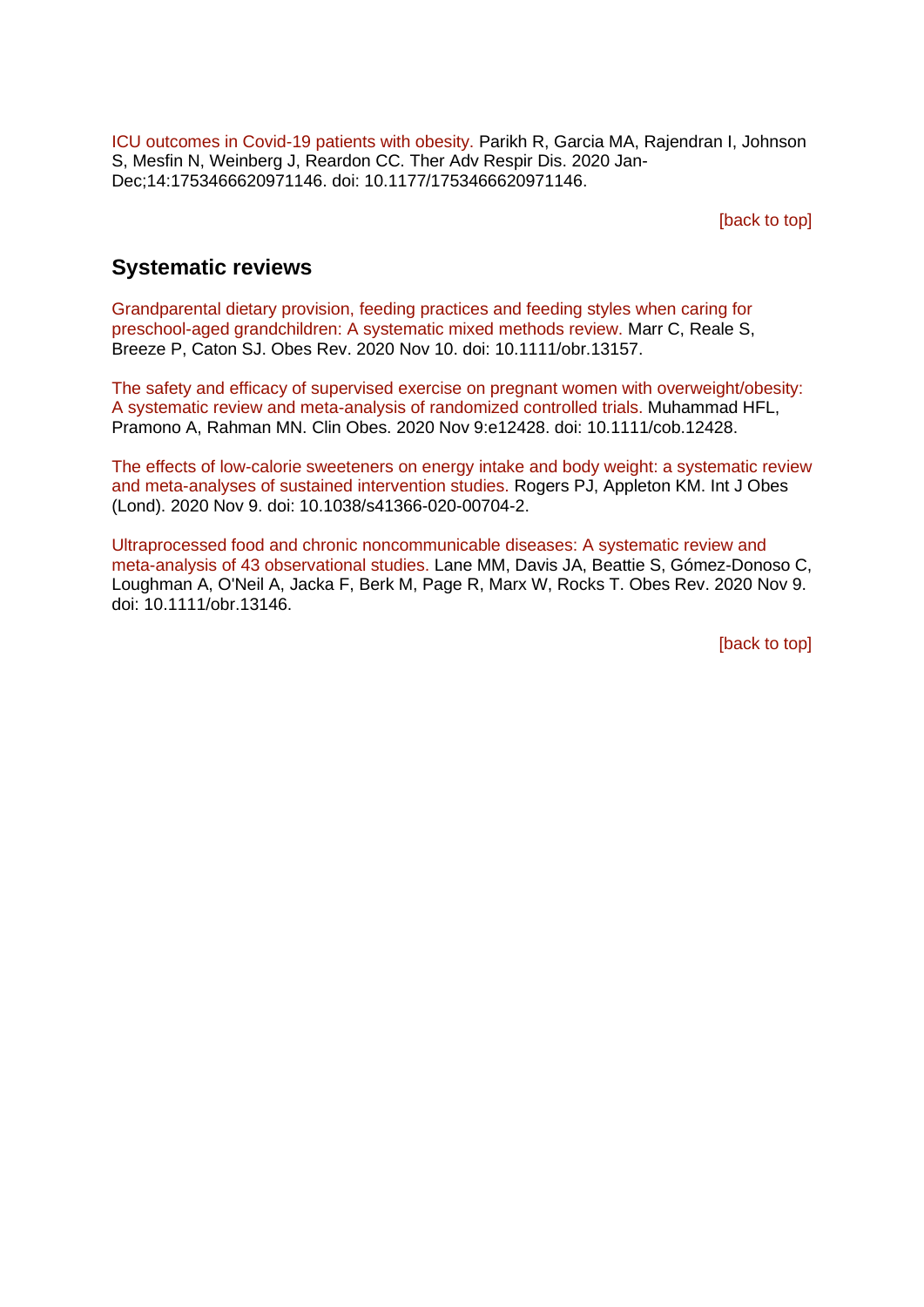ICU outcomes in Covid-19 patients with obesity. Parikh R, Garcia MA, Rajendran I, Johnson S, Mesfin N, Weinberg J, Reardon CC. Ther Adv Respir Dis. 2020 Jan-Dec;14:1753466620971146. doi: 10.1177/1753466620971146.

[back to top]

## Systematic reviews

Grandparental dietary provision, feeding practices and feeding styles when caring for preschool-aged grandchildren: A systematic mixed methods review. Marr C, Reale S, Breeze P, Caton SJ. Obes Rev. 2020 Nov 10. doi: 10.1111/obr.13157.

The safety and efficacy of supervised exercise on pregnant women with overweight/obesity: A systematic review and meta-analysis of randomized controlled trials. Muhammad HFL, Pramono A, Rahman MN. Clin Obes. 2020 Nov 9:e12428. doi: 10.1111/cob.12428.

The effects of low-calorie sweeteners on energy intake and body weight: a systematic review and meta-analyses of sustained intervention studies. Rogers PJ, Appleton KM. Int J Obes (Lond). 2020 Nov 9. doi: 10.1038/s41366-020-00704-2.

Ultraprocessed food and chronic noncommunicable diseases: A systematic review and meta-analysis of 43 observational studies. Lane MM, Davis JA, Beattie S, Gómez-Donoso C, Loughman A, O'Neil A, Jacka F, Berk M, Page R, Marx W, Rocks T. Obes Rev. 2020 Nov 9. doi: 10.1111/obr.13146.

[back to top]